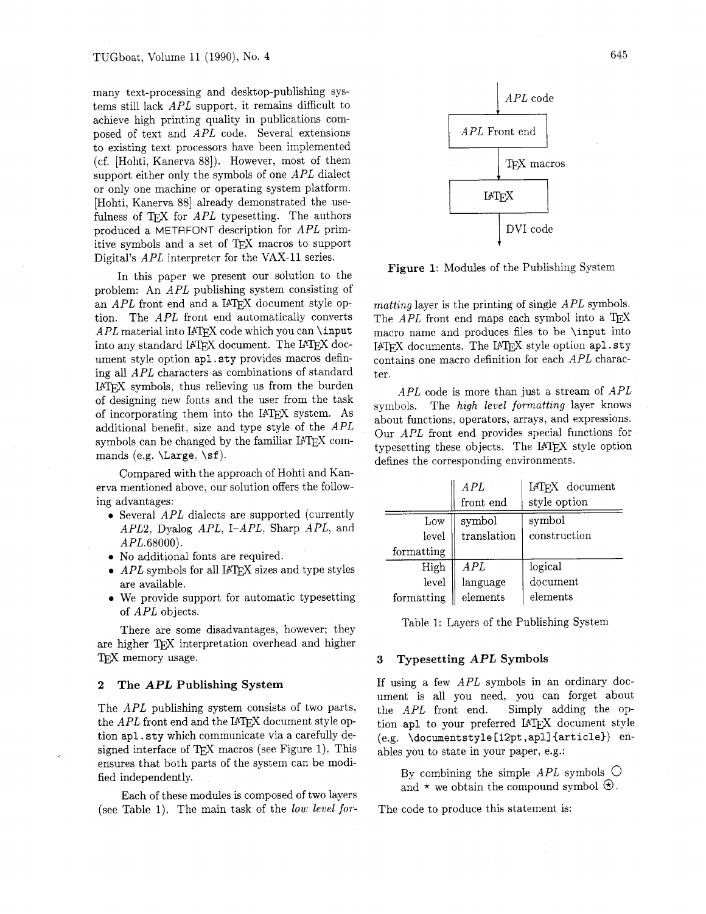many text-processing and desktop-publishing systems still lack *APL* support, it remains difficult to achieve high printing quality in publications composed of text and *APL* code. Several extensions to existing text processors have been implemented (cf. [Hohti, Kanerva 88]). However, most of them support either only the symbols of one *APL* dialect or only one machine or operating system platform. [Hohti, Kanerva 88] already demonstrated the usefulness of TEX for *APL* typesetting. The authors produced a METAFONT description for *APL* primitive symbols and a set of TEX macros to support Digital's *APL* interpreter for the VAX-11 series.

In this paper we present our solution to the problem: An *APL* publishing system consisting of an *APL* front end and a LATEX document style option. The *APL* front end automatically converts *APL* material into LATEX code which you can `\input` into any standard LATEX document. The LATEX document style option `apl.sty` provides macros defining all *APL* characters as combinations of standard LATEX symbols, thus relieving us from the burden of designing new fonts and the user from the task of incorporating them into the LATEX system. As additional benefit, size and type style of the *APL* symbols can be changed by the familiar LATEX commands (e.g. `\Large`, `\sf`).

Compared with the approach of Hohti and Kanerva mentioned above, our solution offers the following advantages:

- Several *APL* dialects are supported (currently *APL2*, Dyalog *APL*, I–*APL*, Sharp *APL*, and *APL*.68000).
- No additional fonts are required.
- *APL* symbols for all LATEX sizes and type styles are available.
- We provide support for automatic typesetting of *APL* objects.

There are some disadvantages, however; they are higher TEX interpretation overhead and higher TEX memory usage.

## 2 The *APL* Publishing System

The *APL* publishing system consists of two parts, the *APL* front end and the LATEX document style option `apl.sty` which communicate via a carefully designed interface of TEX macros (see Figure 1). This ensures that both parts of the system can be modified independently.

Each of these modules is composed of two layers (see Table 1). The main task of the *low level formatting* layer is the printing of single *APL* symbols. The *APL* front end maps each symbol into a TEX macro name and produces files to be `\input` into LATEX documents. The LATEX style option `apl.sty` contains one macro definition for each *APL* character.

```
        | APL code
        v
+---------------+
| APL Front end |
+---------------+
        | TeX macros
        v
+---------------+
|     LaTeX     |
+---------------+
        | DVI code
        v
```

**Figure 1**: Modules of the Publishing System

*APL* code is more than just a stream of *APL* symbols. The *high level formatting* layer knows about functions, operators, arrays, and expressions. Our *APL* front end provides special functions for typesetting these objects. The LATEX style option defines the corresponding environments.

| | *APL* front end | LATEX document style option |
|---|---|---|
| Low level formatting | symbol translation | symbol construction |
| High level formatting | *APL* language elements | logical document elements |

Table 1: Layers of the Publishing System

## 3 Typesetting *APL* Symbols

If using a few *APL* symbols in an ordinary document is all you need, you can forget about the *APL* front end. Simply adding the option `apl` to your preferred LATEX document style (e.g. `\documentstyle[12pt,apl]{article}`) enables you to state in your paper, e.g.:

> By combining the simple *APL* symbols ○ and ⋆ we obtain the compound symbol ⍟.

The code to produce this statement is: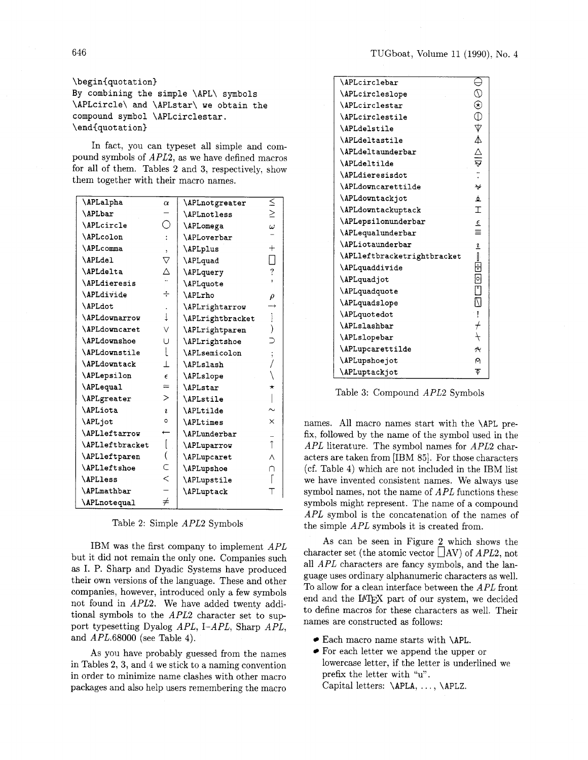```
\begin{quotation}
By combining the simple \APL\ symbols
\APLcircle\ and \APLstar\ we obtain the
compound symbol \APLcirclestar.
\end{quotation}
```

In fact, you can typeset all simple and compound symbols of *APL2*, as we have defined macros for all of them. Tables 2 and 3, respectively, show them together with their macro names.

| Macro | Symbol | Macro | Symbol |
|---|---|---|---|
| \APLalpha | α | \APLnotgreater | ≤ |
| \APLbar | − | \APLnotless | ≥ |
| \APLcircle | ○ | \APLomega | ω |
| \APLcolon | : | \APLoverbar | ‾ |
| \APLcomma | , | \APLplus | + |
| \APLdel | ∇ | \APLquad | ⎕ |
| \APLdelta | ∆ | \APLquery | ? |
| \APLdieresis | ¨ | \APLquote | ' |
| \APLdivide | ÷ | \APLrho | ρ |
| \APLdot | . | \APLrightarrow | → |
| \APLdownarrow | ↓ | \APLrightbracket | ] |
| \APLdowncaret | ∨ | \APLrightparen | ) |
| \APLdownshoe | ∪ | \APLrightshoe | ⊃ |
| \APLdownstile | ⌊ | \APLsemicolon | ; |
| \APLdowntack | ⊥ | \APLslash | / |
| \APLepsilon | ϵ | \APLslope | \ |
| \APLequal | = | \APLstar | ⋆ |
| \APLgreater | > | \APLstile | \| |
| \APLiota | ι | \APLtilde | ∼ |
| \APLjot | ∘ | \APLtimes | × |
| \APLleftarrow | ← | \APLunderbar | _ |
| \APLleftbracket | [ | \APLuparrow | ↑ |
| \APLleftparen | ( | \APLupcaret | ∧ |
| \APLleftshoe | ⊂ | \APLupshoe | ∩ |
| \APLless | < | \APLupstile | ⌈ |
| \APLmathbar | − | \APLuptack | ⊤ |
| \APLnotequal | ≠ | | |

Table 2: Simple *APL2* Symbols

IBM was the first company to implement *APL* but it did not remain the only one. Companies such as I. P. Sharp and Dyadic Systems have produced their own versions of the language. These and other companies, however, introduced only a few symbols not found in *APL2*. We have added twenty additional symbols to the *APL2* character set to support typesetting Dyalog *APL*, I-*APL*, Sharp *APL*, and *APL*.68000 (see Table 4).

As you have probably guessed from the names in Tables 2, 3, and 4 we stick to a naming convention in order to minimize name clashes with other macro packages and also help users remembering the macro names. All macro names start with the \APL prefix, followed by the name of the symbol used in the *APL* literature. The symbol names for *APL2* characters are taken from [IBM 85]. For those characters (cf. Table 4) which are not included in the IBM list we have invented consistent names. We always use symbol names, not the name of *APL* functions these symbols might represent. The name of a compound *APL* symbol is the concatenation of the names of the simple *APL* symbols it is created from.

| Macro | Symbol |
|---|---|
| \APLcirclebar | ⊖ |
| \APLcircleslope | ⍉ |
| \APLcirclestar | ⍟ |
| \APLcirclestile | ⌽ |
| \APLdelstile | ⍒ |
| \APLdeltastile | ⍋ |
| \APLdeltaunderbar | ⍙ |
| \APLdeltilde | ⍫ |
| \APLdieresisdot | ∵ |
| \APLdowncarettilde | ⍱ |
| \APLdowntackjot | ⍎ |
| \APLdowntackuptack | ⌶ |
| \APLepsilonunderbar | ⍷ |
| \APLequalunderbar | ≡ |
| \APLiotaunderbar | ⍸ |
| \APLleftbracketrightbracket | ⌷ |
| \APLquaddivide | ⌹ |
| \APLquadjot | ⌻ |
| \APLquadquote | ⍞ |
| \APLquadslope | ⍂ |
| \APLquotedot | ! |
| \APLslashbar | ⌿ |
| \APLslopebar | ⍀ |
| \APLupcarettilde | ⍲ |
| \APLupshoejot | ⍝ |
| \APLuptackjot | ⍕ |

Table 3: Compound *APL2* Symbols

As can be seen in Figure 2 which shows the character set (the atomic vector ⎕AV) of *APL2*, not all *APL* characters are fancy symbols, and the language uses ordinary alphanumeric characters as well. To allow for a clean interface between the *APL* front end and the LaTeX part of our system, we decided to define macros for these characters as well. Their names are constructed as follows:

- Each macro name starts with \APL.
- For each letter we append the upper or lowercase letter, if the letter is underlined we prefix the letter with "u".
  Capital letters: \APLA, ..., \APLZ.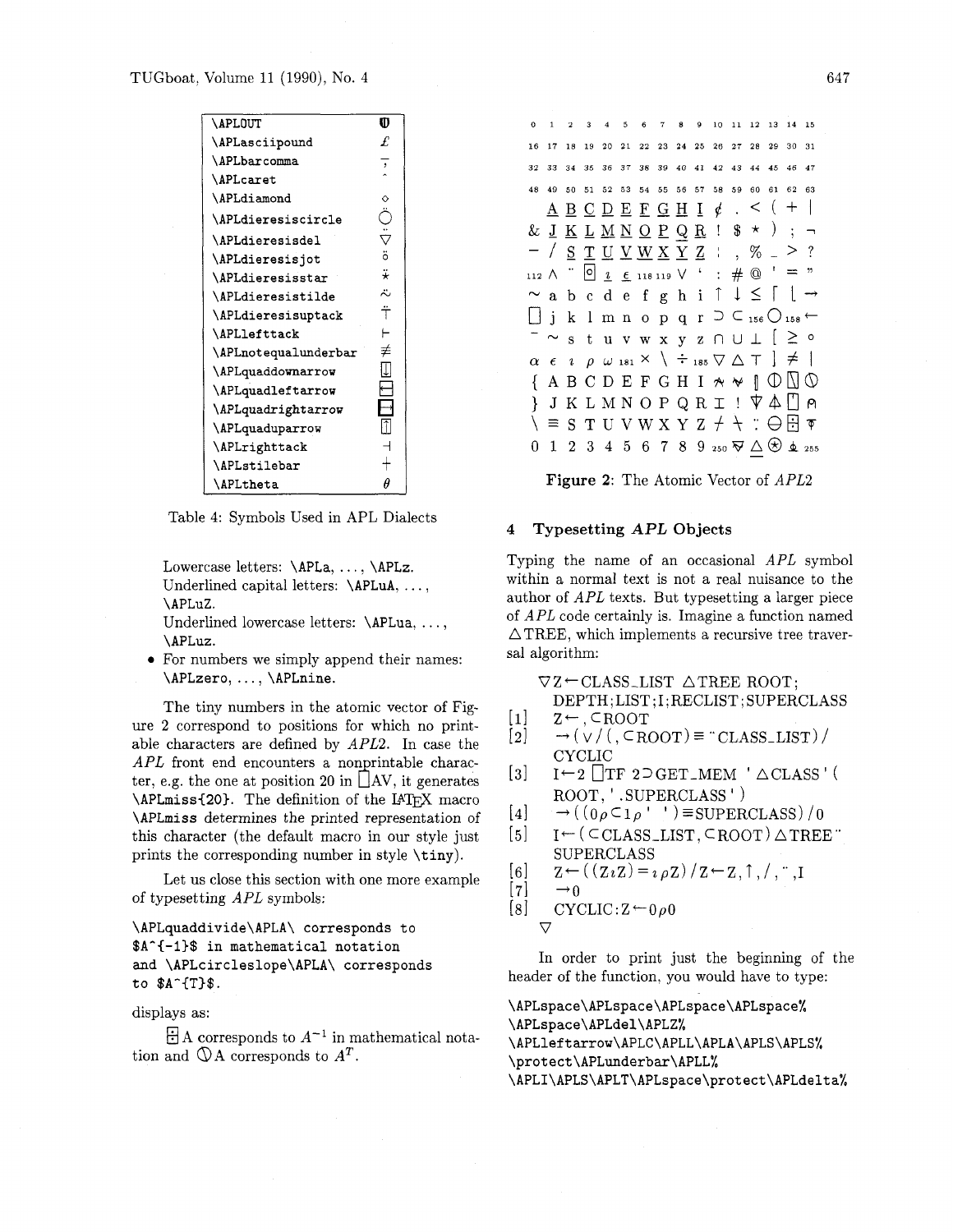| | |
|---|---|
| \APLOUT | ⍥ |
| \APLasciipound | £ |
| \APLbarcomma | ⍪ |
| \APLcaret | ^ |
| \APLdiamond | ⋄ |
| \APLdieresiscircle | ⍥ |
| \APLdieresisdel | ⍢ |
| \APLdieresisjot | ⍤ |
| \APLdieresisstar | ⍣ |
| \APLdieresistilde | ⍨ |
| \APLdieresisuptack | ⍡ |
| \APLlefttack | ⊢ |
| \APLnotequalunderbar | ≢ |
| \APLquaddownarrow | ⍗ |
| \APLquadleftarrow | ⍇ |
| \APLquadrightarrow | ⍈ |
| \APLquaduparrow | ⍐ |
| \APLrighttack | ⊣ |
| \APLstilebar | ⊹ |
| \APLtheta | θ |

Table 4: Symbols Used in APL Dialects

Lowercase letters: \APLa, ..., \APLz.
Underlined capital letters: \APLuA, ..., \APLuZ.
Underlined lowercase letters: \APLua, ..., \APLuz.

- For numbers we simply append their names: \APLzero, ..., \APLnine.

The tiny numbers in the atomic vector of Figure 2 correspond to positions for which no printable characters are defined by *APL2*. In case the *APL* front end encounters a nonprintable character, e.g. the one at position 20 in ⎕AV, it generates \APLmiss{20}. The definition of the LaTeX macro \APLmiss determines the printed representation of this character (the default macro in our style just prints the corresponding number in style \tiny).

Let us close this section with one more example of typesetting *APL* symbols:

```
\APLquaddivide\APLA\ corresponds to
$A^{-1}$ in mathematical notation
and \APLcircleslope\APLA\ corresponds
to $A^{T}$.
```

displays as:

⌹A corresponds to $A^{-1}$ in mathematical notation and ⍉A corresponds to $A^{T}$.

```
0   1   2   3   4   5   6   7   8   9   10  11  12  13  14  15
16  17  18  19  20  21  22  23  24  25  26  27  28  29  30  31
32  33  34  35  36  37  38  39  40  41  42  43  44  45  46  47
48  49  50  51  52  53  54  55  56  57  58  59  60  61  62  63
    A̲  B̲  C̲  D̲  E̲  F̲  G̲  H̲  I̲  ¢  .  <  (  +  |
&   J̲  K̲  L̲  M̲  N̲  O̲  P̲  Q̲  R̲  !  $  *  )  ;  ¬
-   /  S̲  T̲  U̲  V̲  W̲  X̲  Y̲  Z̲  ¦  ,  %  _  >  ?
112 ∧  ¨  ⌻  ⍸  ⍷  118 119 ∨  `  :  #  @  '  =  "
~   a  b  c  d  e  f  g  h  i  ↑  ↓  ≤  ⌈  ⌊  →
⎕   j  k  l  m  n  o  p  q  r  ⊃  ⊂  156 ○  158 ←
¯   ~  s  t  u  v  w  x  y  z  ∩  ∪  ⊥  [  ≥  ∘
α   ∊  ⍳  ρ  ω  181 ×  \  ÷  185 ∇  ∆  ⊤  ]  ≠  |
{   A  B  C  D  E  F  G  H  I  ⍲  ⍱  ⌷  ⌽  ⍂  ⍉
}   J  K  L  M  N  O  P  Q  R  ⌶  !  ⍒  ⍋  ⍞  ⍝
\   ≡  S  T  U  V  W  X  Y  Z  ⌿  ⍀  ⍨  ⊖  ⌹  ⍕
0   1  2  3  4  5  6  7  8  9  250 ⍫  ⍙  ⍟  ⍎  255
```

**Figure 2**: The Atomic Vector of *APL2*

## 4 Typesetting *APL* Objects

Typing the name of an occasional *APL* symbol within a normal text is not a real nuisance to the author of *APL* texts. But typesetting a larger piece of *APL* code certainly is. Imagine a function named ∆TREE, which implements a recursive tree traversal algorithm:

```
    ∇Z←CLASS_LIST ∆TREE ROOT;
     DEPTH;LIST;I;RECLIST;SUPERCLASS
[1]  Z←,⊂ROOT
[2]  →(∨/(,⊂ROOT)≡¨CLASS_LIST)/
     CYCLIC
[3]  I←2 ⎕TF 2⊃GET_MEM '∆CLASS'(
     ROOT,'.SUPERCLASS')
[4]  →((0ρ⊂1ρ' ')≡SUPERCLASS)/0
[5]  I←(⊂CLASS_LIST,⊂ROOT)∆TREE¨
     SUPERCLASS
[6]  Z←((Z⍳Z)=⍳ρZ)/Z←Z,↑,/,¨,I
[7]  →0
[8]  CYCLIC:Z←0ρ0
    ∇
```

In order to print just the beginning of the header of the function, you would have to type:

```
\APLspace\APLspace\APLspace\APLspace%
\APLspace\APLdel\APLZ%
\APLleftarrow\APLC\APLL\APLA\APLS\APLS%
\protect\APLunderbar\APLL%
\APLI\APLS\APLT\APLspace\protect\APLdelta%
```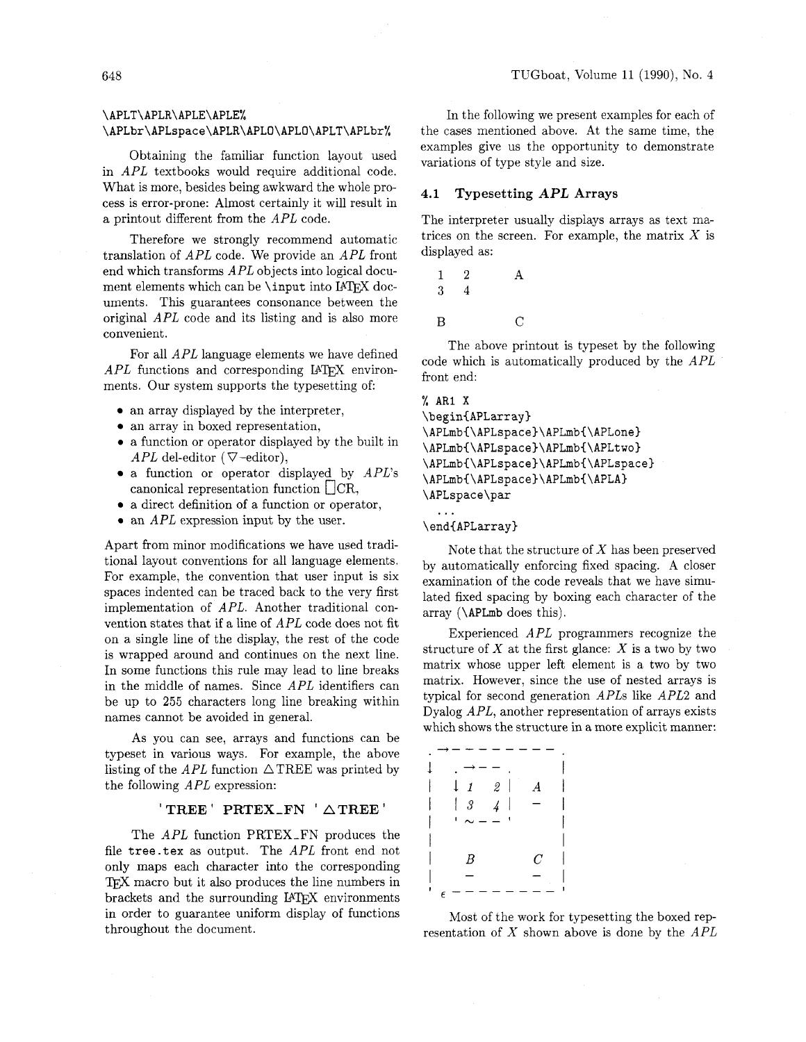```
\APLT\APLR\APLE\APLE%
\APLbr\APLspace\APLR\APLO\APLO\APLT\APLbr%
```

Obtaining the familiar function layout used in *APL* textbooks would require additional code. What is more, besides being awkward the whole process is error-prone: Almost certainly it will result in a printout different from the *APL* code.

Therefore we strongly recommend automatic translation of *APL* code. We provide an *APL* front end which transforms *APL* objects into logical document elements which can be `\input` into LaTeX documents. This guarantees consonance between the original *APL* code and its listing and is also more convenient.

For all *APL* language elements we have defined *APL* functions and corresponding LaTeX environments. Our system supports the typesetting of:

- an array displayed by the interpreter,
- an array in boxed representation,
- a function or operator displayed by the built in *APL* del-editor (∇-editor),
- a function or operator displayed by *APL*'s canonical representation function ⎕CR,
- a direct definition of a function or operator,
- an *APL* expression input by the user.

Apart from minor modifications we have used traditional layout conventions for all language elements. For example, the convention that user input is six spaces indented can be traced back to the very first implementation of *APL*. Another traditional convention states that if a line of *APL* code does not fit on a single line of the display, the rest of the code is wrapped around and continues on the next line. In some functions this rule may lead to line breaks in the middle of names. Since *APL* identifiers can be up to 255 characters long line breaking within names cannot be avoided in general.

As you can see, arrays and functions can be typeset in various ways. For example, the above listing of the *APL* function ∆TREE was printed by the following *APL* expression:

**'TREE' PRTEX_FN '∆TREE'**

The *APL* function PRTEX_FN produces the file `tree.tex` as output. The *APL* front end not only maps each character into the corresponding TeX macro but it also produces the line numbers in brackets and the surrounding LaTeX environments in order to guarantee uniform display of functions throughout the document.

In the following we present examples for each of the cases mentioned above. At the same time, the examples give us the opportunity to demonstrate variations of type style and size.

### 4.1 Typesetting *APL* Arrays

The interpreter usually displays arrays as text matrices on the screen. For example, the matrix $X$ is displayed as:

```
 1  2        A
 3  4

 B           C
```

The above printout is typeset by the following code which is automatically produced by the *APL* front end:

```
% AR1 X
\begin{APLarray}
\APLmb{\APLspace}\APLmb{\APLone}
\APLmb{\APLspace}\APLmb{\APLtwo}
\APLmb{\APLspace}\APLmb{\APLspace}
\APLmb{\APLspace}\APLmb{\APLA}
\APLspace\par
  ...
\end{APLarray}
```

Note that the structure of $X$ has been preserved by automatically enforcing fixed spacing. A closer examination of the code reveals that we have simulated fixed spacing by boxing each character of the array (`\APLmb` does this).

Experienced *APL* programmers recognize the structure of $X$ at the first glance: $X$ is a two by two matrix whose upper left element is a two by two matrix. However, since the use of nested arrays is typical for second generation *APL*s like *APL2* and Dyalog *APL*, another representation of arrays exists which shows the structure in a more explicit manner:

```
.→---------.
↓  .→--.   |
|  ↓1 2|  A|
|  |3 4|  -|
|  '~--'   |
|          |
|  B      C|
|  -      -|
'∊---------'
```

Most of the work for typesetting the boxed representation of $X$ shown above is done by the *APL*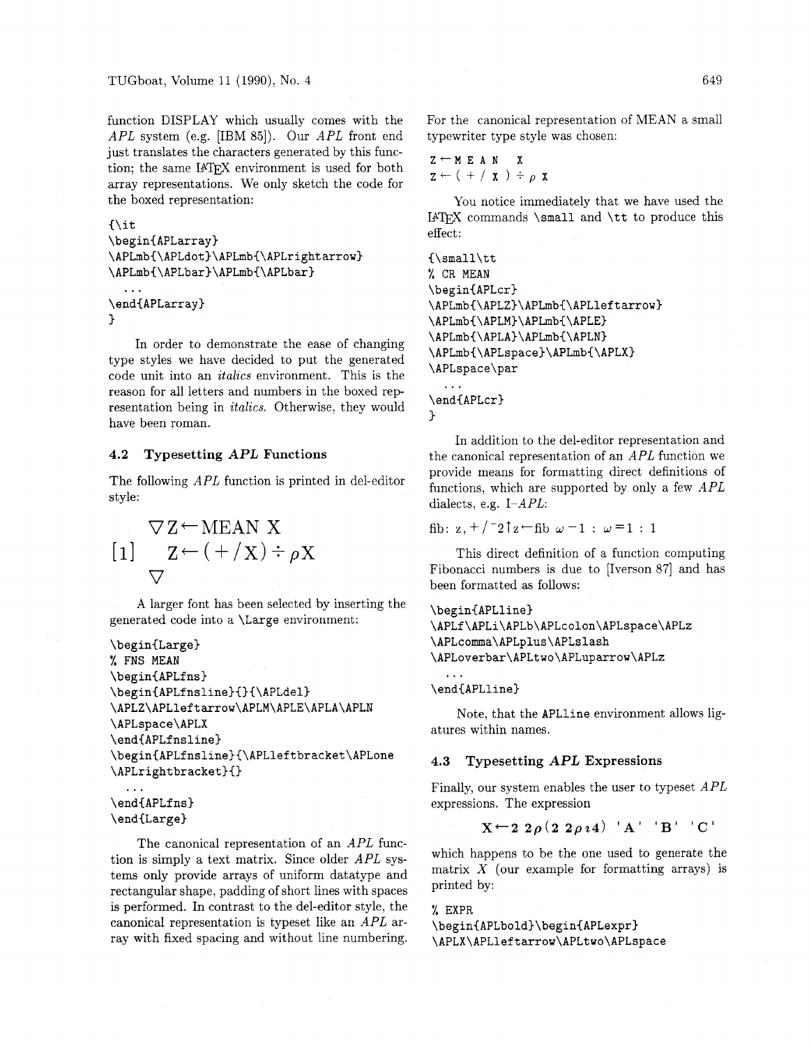function DISPLAY which usually comes with the *APL* system (e.g. [IBM 85]). Our *APL* front end just translates the characters generated by this function; the same LaTeX environment is used for both array representations. We only sketch the code for the boxed representation:

```
{\it
\begin{APLarray}
\APLmb{\APLdot}\APLmb{\APLrightarrow}
\APLmb{\APLbar}\APLmb{\APLbar}
  ...
\end{APLarray}
}
```

In order to demonstrate the ease of changing type styles we have decided to put the generated code unit into an *italics* environment. This is the reason for all letters and numbers in the boxed representation being in *italics*. Otherwise, they would have been roman.

### 4.2 Typesetting *APL* Functions

The following *APL* function is printed in del-editor style:

```
     ∇Z←MEAN X
[1]    Z←(+/X)÷ρX
     ∇
```

A larger font has been selected by inserting the generated code into a `\Large` environment:

```
\begin{Large}
% FNS MEAN
\begin{APLfns}
\begin{APLfnsline}{}{\APLdel}
\APLZ\APLleftarrow\APLM\APLE\APLA\APLN
\APLspace\APLX
\end{APLfnsline}
\begin{APLfnsline}{\APLleftbracket\APLone
\APLrightbracket}{}
  ...
\end{APLfns}
\end{Large}
```

The canonical representation of an *APL* function is simply a text matrix. Since older *APL* systems only provide arrays of uniform datatype and rectangular shape, padding of short lines with spaces is performed. In contrast to the del-editor style, the canonical representation is typeset like an *APL* array with fixed spacing and without line numbering.

For the canonical representation of MEAN a small typewriter type style was chosen:

```
Z←MEAN X
Z←(+/X)÷ρX
```

You notice immediately that we have used the LaTeX commands `\small` and `\tt` to produce this effect:

```
{\small\tt
% CR MEAN
\begin{APLcr}
\APLmb{\APLZ}\APLmb{\APLleftarrow}
\APLmb{\APLM}\APLmb{\APLE}
\APLmb{\APLA}\APLmb{\APLN}
\APLmb{\APLspace}\APLmb{\APLX}
\APLspace\par
  ...
\end{APLcr}
}
```

In addition to the del-editor representation and the canonical representation of an *APL* function we provide means for formatting direct definitions of functions, which are supported by only a few *APL* dialects, e.g. I-*APL*:

fib: z,+/¯2↑z←fib ω−1 : ω=1 : 1

This direct definition of a function computing Fibonacci numbers is due to [Iverson 87] and has been formatted as follows:

```
\begin{APLline}
\APLf\APLi\APLb\APLcolon\APLspace\APLz
\APLcomma\APLplus\APLslash
\APLoverbar\APLtwo\APLuparrow\APLz
  ...
\end{APLline}
```

Note, that the `APLline` environment allows ligatures within names.

### 4.3 Typesetting *APL* Expressions

Finally, our system enables the user to typeset *APL* expressions. The expression

**X←2 2ρ(2 2ρι4) 'A' 'B' 'C'**

which happens to be the one used to generate the matrix *X* (our example for formatting arrays) is printed by:

```
% EXPR
\begin{APLbold}\begin{APLexpr}
\APLX\APLleftarrow\APLtwo\APLspace
```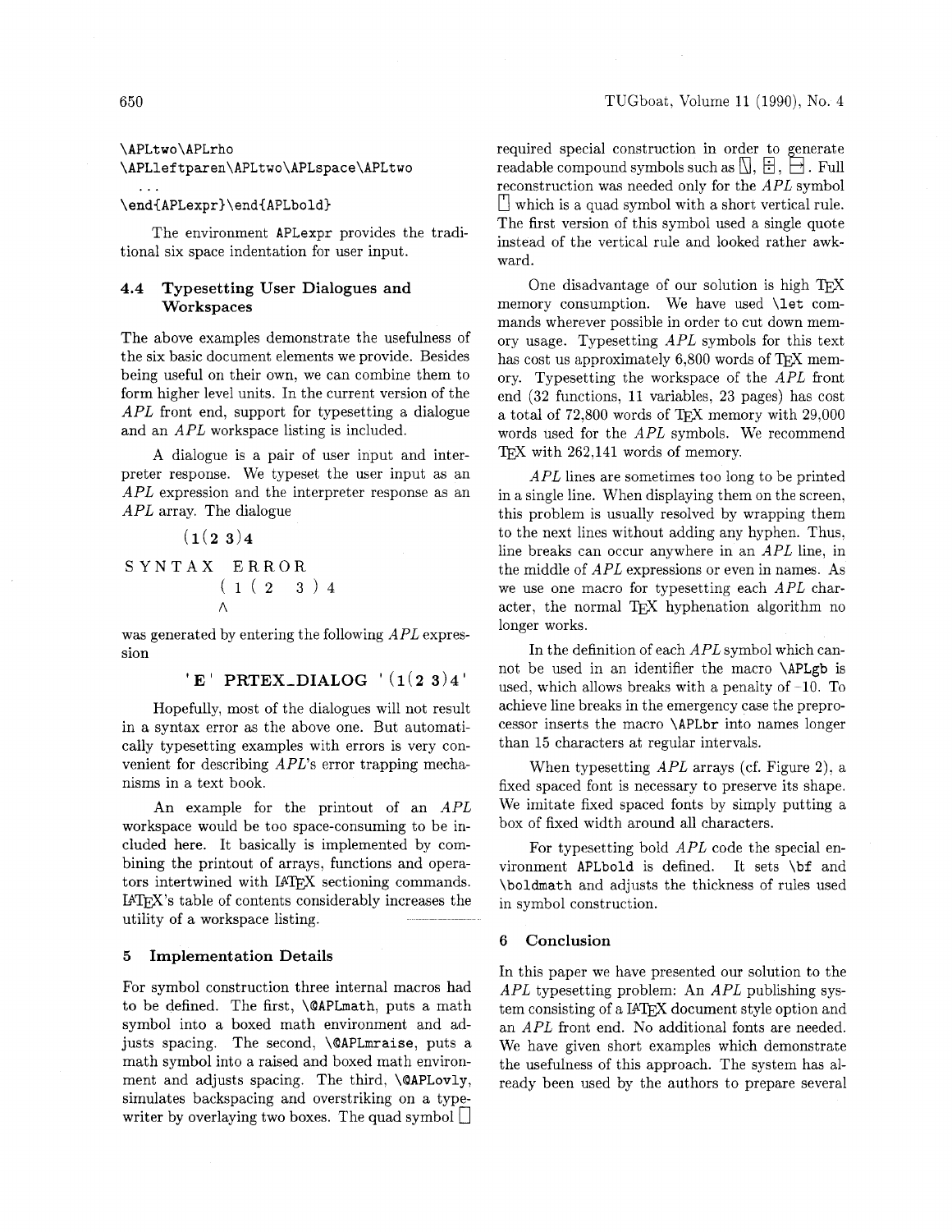```
\APLtwo\APLrho
\APLleftparen\APLtwo\APLspace\APLtwo
  ...
\end{APLexpr}\end{APLbold}
```

The environment APLexpr provides the traditional six space indentation for user input.

### 4.4 Typesetting User Dialogues and Workspaces

The above examples demonstrate the usefulness of the six basic document elements we provide. Besides being useful on their own, we can combine them to form higher level units. In the current version of the *APL* front end, support for typesetting a dialogue and an *APL* workspace listing is included.

A dialogue is a pair of user input and interpreter response. We typeset the user input as an *APL* expression and the interpreter response as an *APL* array. The dialogue

```
      (1(2 3)4
SYNTAX  ERROR
      ( 1 ( 2   3 ) 4
      ∧
```

was generated by entering the following *APL* expression

**'E' PRTEX_DIALOG '(1(2 3)4'**

Hopefully, most of the dialogues will not result in a syntax error as the above one. But automatically typesetting examples with errors is very convenient for describing *APL*'s error trapping mechanisms in a text book.

An example for the printout of an *APL* workspace would be too space-consuming to be included here. It basically is implemented by combining the printout of arrays, functions and operators intertwined with LaTeX sectioning commands. LaTeX's table of contents considerably increases the utility of a workspace listing.

## 5 Implementation Details

For symbol construction three internal macros had to be defined. The first, \@APLmath, puts a math symbol into a boxed math environment and adjusts spacing. The second, \@APLmraise, puts a math symbol into a raised and boxed math environment and adjusts spacing. The third, \@APLovly, simulates backspacing and overstriking on a typewriter by overlaying two boxes. The quad symbol ⎕ required special construction in order to generate readable compound symbols such as ⍂, ⌹, ⍈. Full reconstruction was needed only for the *APL* symbol ⍞ which is a quad symbol with a short vertical rule. The first version of this symbol used a single quote instead of the vertical rule and looked rather awkward.

One disadvantage of our solution is high TeX memory consumption. We have used \let commands wherever possible in order to cut down memory usage. Typesetting *APL* symbols for this text has cost us approximately 6,800 words of TeX memory. Typesetting the workspace of the *APL* front end (32 functions, 11 variables, 23 pages) has cost a total of 72,800 words of TeX memory with 29,000 words used for the *APL* symbols. We recommend TeX with 262,141 words of memory.

*APL* lines are sometimes too long to be printed in a single line. When displaying them on the screen, this problem is usually resolved by wrapping them to the next lines without adding any hyphen. Thus, line breaks can occur anywhere in an *APL* line, in the middle of *APL* expressions or even in names. As we use one macro for typesetting each *APL* character, the normal TeX hyphenation algorithm no longer works.

In the definition of each *APL* symbol which cannot be used in an identifier the macro \APLgb is used, which allows breaks with a penalty of −10. To achieve line breaks in the emergency case the preprocessor inserts the macro \APLbr into names longer than 15 characters at regular intervals.

When typesetting *APL* arrays (cf. Figure 2), a fixed spaced font is necessary to preserve its shape. We imitate fixed spaced fonts by simply putting a box of fixed width around all characters.

For typesetting bold *APL* code the special environment APLbold is defined. It sets \bf and \boldmath and adjusts the thickness of rules used in symbol construction.

## 6 Conclusion

In this paper we have presented our solution to the *APL* typesetting problem: An *APL* publishing system consisting of a LaTeX document style option and an *APL* front end. No additional fonts are needed. We have given short examples which demonstrate the usefulness of this approach. The system has already been used by the authors to prepare several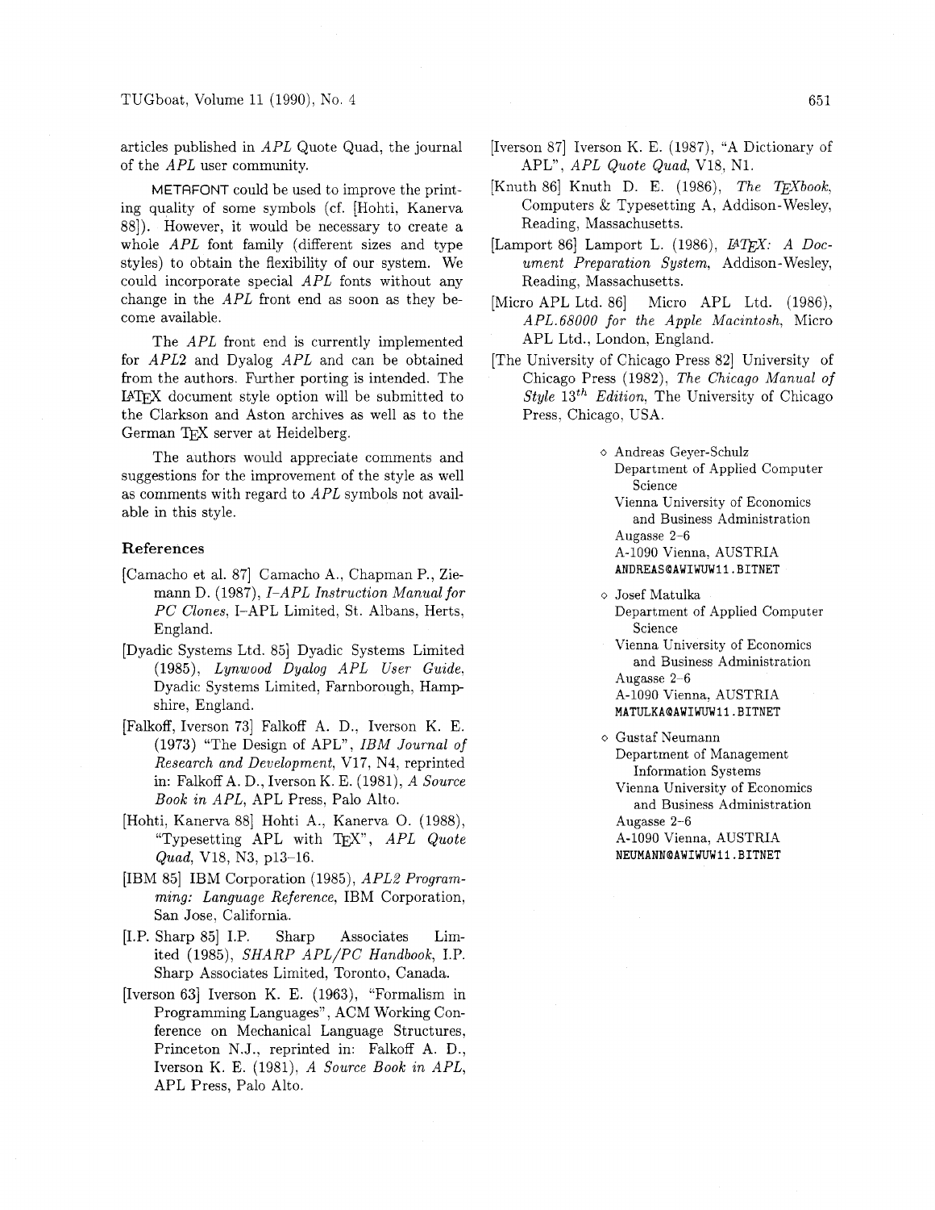articles published in *APL* Quote Quad, the journal of the *APL* user community.

METAFONT could be used to improve the printing quality of some symbols (cf. [Hohti, Kanerva 88]). However, it would be necessary to create a whole *APL* font family (different sizes and type styles) to obtain the flexibility of our system. We could incorporate special *APL* fonts without any change in the *APL* front end as soon as they become available.

The *APL* front end is currently implemented for *APL2* and Dyalog *APL* and can be obtained from the authors. Further porting is intended. The LaTeX document style option will be submitted to the Clarkson and Aston archives as well as to the German TeX server at Heidelberg.

The authors would appreciate comments and suggestions for the improvement of the style as well as comments with regard to *APL* symbols not available in this style.

### References

[Camacho et al. 87] Camacho A., Chapman P., Ziemann D. (1987), *I-APL Instruction Manual for PC Clones*, I-APL Limited, St. Albans, Herts, England.

[Dyadic Systems Ltd. 85] Dyadic Systems Limited (1985), *Lynwood Dyalog APL User Guide*, Dyadic Systems Limited, Farnborough, Hampshire, England.

[Falkoff, Iverson 73] Falkoff A. D., Iverson K. E. (1973) "The Design of APL", *IBM Journal of Research and Development*, V17, N4, reprinted in: Falkoff A. D., Iverson K. E. (1981), *A Source Book in APL*, APL Press, Palo Alto.

[Hohti, Kanerva 88] Hohti A., Kanerva O. (1988), "Typesetting APL with TeX", *APL Quote Quad*, V18, N3, p13–16.

[IBM 85] IBM Corporation (1985), *APL2 Programming: Language Reference*, IBM Corporation, San Jose, California.

[I.P. Sharp 85] I.P. Sharp Associates Limited (1985), *SHARP APL/PC Handbook*, I.P. Sharp Associates Limited, Toronto, Canada.

[Iverson 63] Iverson K. E. (1963), "Formalism in Programming Languages", ACM Working Conference on Mechanical Language Structures, Princeton N.J., reprinted in: Falkoff A. D., Iverson K. E. (1981), *A Source Book in APL*, APL Press, Palo Alto.

[Iverson 87] Iverson K. E. (1987), "A Dictionary of APL", *APL Quote Quad*, V18, N1.

[Knuth 86] Knuth D. E. (1986), *The TeXbook*, Computers & Typesetting A, Addison-Wesley, Reading, Massachusetts.

[Lamport 86] Lamport L. (1986), *LaTeX: A Document Preparation System*, Addison-Wesley, Reading, Massachusetts.

[Micro APL Ltd. 86] Micro APL Ltd. (1986), *APL.68000 for the Apple Macintosh*, Micro APL Ltd., London, England.

[The University of Chicago Press 82] University of Chicago Press (1982), *The Chicago Manual of Style 13th Edition*, The University of Chicago Press, Chicago, USA.

◇ Andreas Geyer-Schulz
Department of Applied Computer Science
Vienna University of Economics and Business Administration
Augasse 2–6
A-1090 Vienna, AUSTRIA
ANDREAS@AWIWUW11.BITNET

◇ Josef Matulka
Department of Applied Computer Science
Vienna University of Economics and Business Administration
Augasse 2–6
A-1090 Vienna, AUSTRIA
MATULKA@AWIWUW11.BITNET

◇ Gustaf Neumann
Department of Management Information Systems
Vienna University of Economics and Business Administration
Augasse 2–6
A-1090 Vienna, AUSTRIA
NEUMANN@AWIWUW11.BITNET